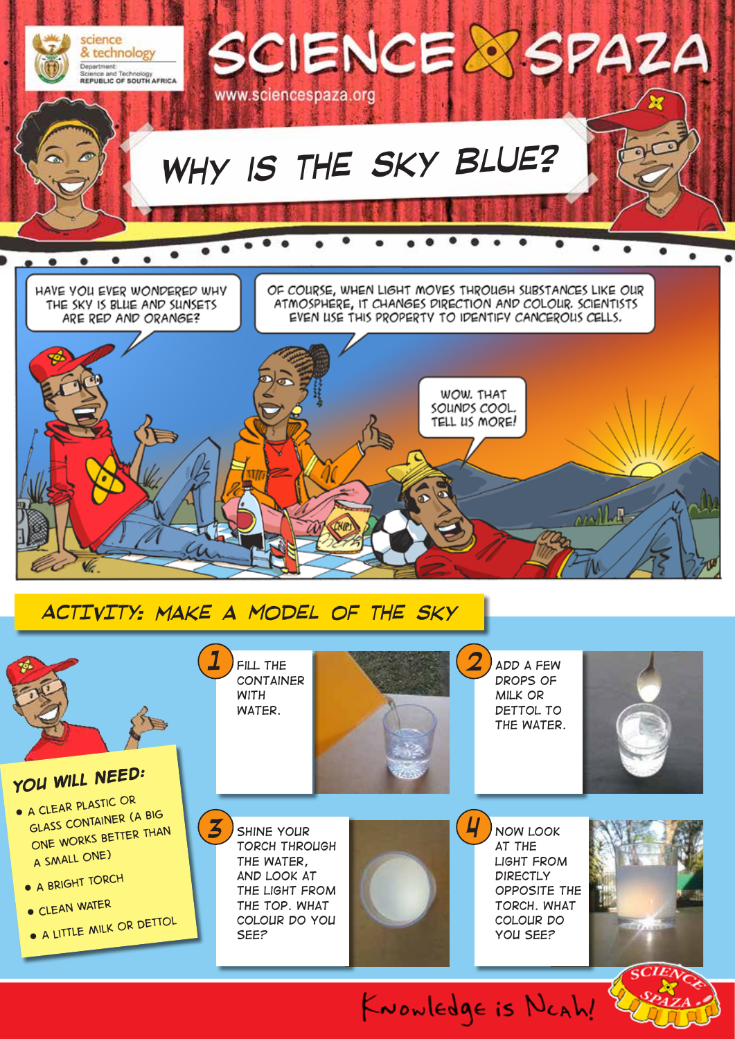# SCIENCE SPAZA

www.sciencespaza.org

## WHY IS THE SKY BLUE?

HAVE YOU EVER WONDERED WHY THE SKY IS BLUE AND SUNSETS ARE RED AND ORANGE?

OF COURSE, WHEN LIGHT MOVES THROUGH SUBSTANCES LIKE OUR ATMOSPHERE, IT CHANGES DIRECTION AND COLOUR. SCIENTISTS EVEN USE THIS PROPERTY TO IDENTIFY CANCEROUS CELLS.

WOW, THAT SOUNDS COOL. TELL US MORE!

## ACTIVITY: MAKE A MODEL OF THE SKY

### YOU WILL NEED:

- A CLEAR PLASTIC OR GLASS CONTAINER (A BIG ONE WORKS BETTER THAN A SMALL ONE)
- A BRIGHT TORCH
- CLEAN WATER
- A LITTLE MILK OR DETTOL

1. FILL THE CONTAINER WITH WATER.
2. ADD A FEW DROPS OF MILK OR DETTOL TO THE WATER.
3. SHINE YOUR TORCH THROUGH THE WATER, AND LOOK AT THE LIGHT FROM THE TOP. WHAT COLOUR DO YOU SEE?
4. NOW LOOK AT THE LIGHT FROM DIRECTLY OPPOSITE THE TORCH. WHAT COLOUR DO YOU SEE?

Knowledge is Ncah!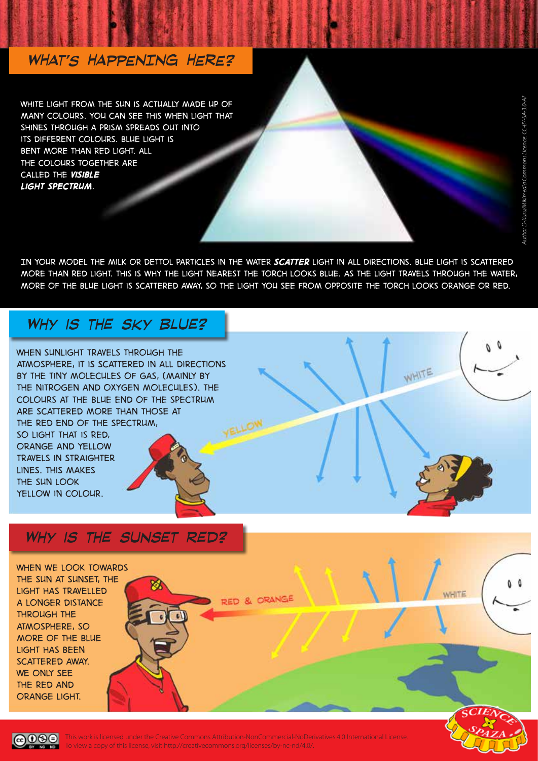## What's happening here?

White light from the sun is actually made up of many colours. You can see this when light that shines through a prism spreads out into its different colours. Blue light is bent more than red light. All the colours together are called the ***visible light spectrum***.

*Author D-Kuru/Wikimedia Commons Licence: CC-BY-SA-3.0-AT*

In your model the milk or Dettol particles in the water ***scatter*** light in all directions. Blue light is scattered more than red light. This is why the light nearest the torch looks blue. As the light travels through the water, more of the blue light is scattered away, so the light you see from opposite the torch looks orange or red.

## Why is the sky blue?

When sunlight travels through the atmosphere, it is scattered in all directions by the tiny molecules of gas, (mainly by the nitrogen and oxygen molecules). The colours at the blue end of the spectrum are scattered more than those at the red end of the spectrum, so light that is red, orange and yellow travels in straighter lines. This makes the sun look yellow in colour.

WHITE

YELLOW

## Why is the sunset red?

When we look towards the sun at sunset, the light has travelled a longer distance through the atmosphere, so more of the blue light has been scattered away. We only see the red and orange light.

WHITE

RED & ORANGE

This work is licensed under the Creative Commons Attribution-NonCommercial-NoDerivatives 4.0 International License. To view a copy of this license, visit http://creativecommons.org/licenses/by-nc-nd/4.0/.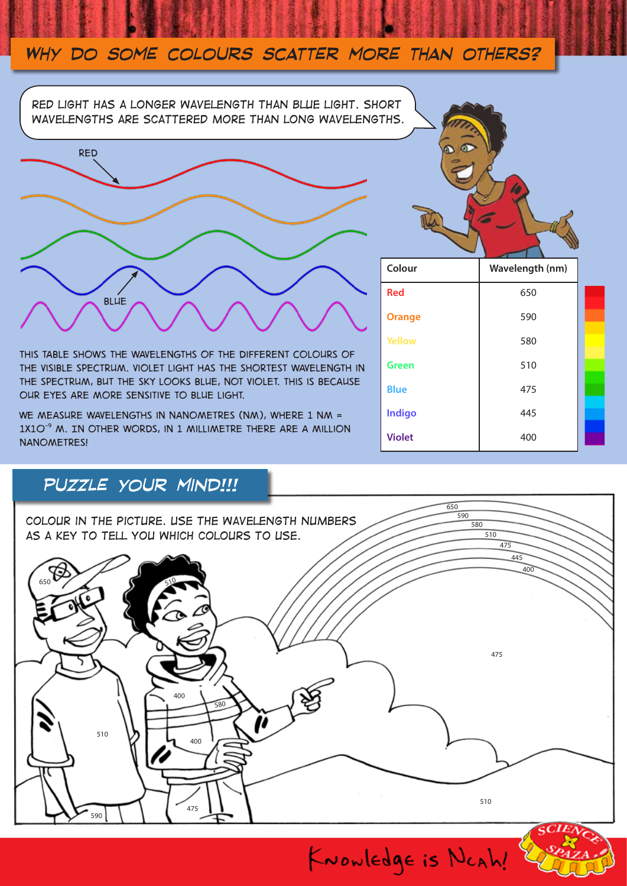## WHY DO SOME COLOURS SCATTER MORE THAN OTHERS?

RED LIGHT HAS A LONGER WAVELENGTH THAN BLUE LIGHT. SHORT WAVELENGTHS ARE SCATTERED MORE THAN LONG WAVELENGTHS.

RED

BLUE

THIS TABLE SHOWS THE WAVELENGTHS OF THE DIFFERENT COLOURS OF THE VISIBLE SPECTRUM. VIOLET LIGHT HAS THE SHORTEST WAVELENGTH IN THE SPECTRUM, BUT THE SKY LOOKS BLUE, NOT VIOLET. THIS IS BECAUSE OUR EYES ARE MORE SENSITIVE TO BLUE LIGHT.

WE MEASURE WAVELENGTHS IN NANOMETRES (NM), WHERE 1 NM = $1 \times 10^{-9}$ M. IN OTHER WORDS, IN 1 MILLIMETRE THERE ARE A MILLION NANOMETRES!

| Colour | Wavelength (nm) |
|---|---|
| Red | 650 |
| Orange | 590 |
| Yellow | 580 |
| Green | 510 |
| Blue | 475 |
| Indigo | 445 |
| Violet | 400 |

## PUZZLE YOUR MIND!!!

COLOUR IN THE PICTURE. USE THE WAVELENGTH NUMBERS AS A KEY TO TELL YOU WHICH COLOURS TO USE.

Knowledge is Ncah!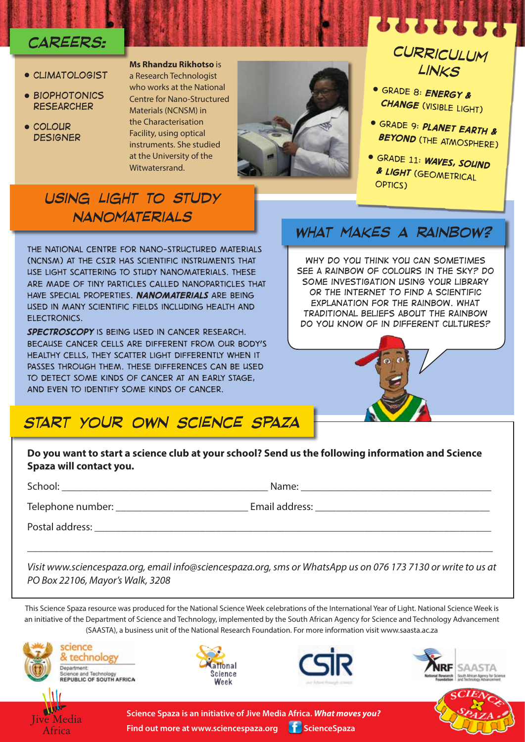## CAREERS:

- CLIMATOLOGIST
- BIOPHOTONICS RESEARCHER
- COLOUR DESIGNER

**Ms Rhandzu Rikhotso** is a Research Technologist who works at the National Centre for Nano-Structured Materials (NCNSM) in the Characterisation Facility, using optical instruments. She studied at the University of the Witwatersrand.

## CURRICULUM LINKS

- GRADE 8: ***ENERGY & CHANGE*** (VISIBLE LIGHT)
- GRADE 9: ***PLANET EARTH & BEYOND*** (THE ATMOSPHERE)
- GRADE 11: ***WAVES, SOUND & LIGHT*** (GEOMETRICAL OPTICS)

## USING LIGHT TO STUDY NANOMATERIALS

THE NATIONAL CENTRE FOR NANO-STRUCTURED MATERIALS (NCNSM) AT THE CSIR HAS SCIENTIFIC INSTRUMENTS THAT USE LIGHT SCATTERING TO STUDY NANOMATERIALS. THESE ARE MADE OF TINY PARTICLES CALLED NANOPARTICLES THAT HAVE SPECIAL PROPERTIES. ***NANOMATERIALS*** ARE BEING USED IN MANY SCIENTIFIC FIELDS INCLUDING HEALTH AND ELECTRONICS.

***SPECTROSCOPY*** IS BEING USED IN CANCER RESEARCH. BECAUSE CANCER CELLS ARE DIFFERENT FROM OUR BODY'S HEALTHY CELLS, THEY SCATTER LIGHT DIFFERENTLY WHEN IT PASSES THROUGH THEM. THESE DIFFERENCES CAN BE USED TO DETECT SOME KINDS OF CANCER AT AN EARLY STAGE, AND EVEN TO IDENTIFY SOME KINDS OF CANCER.

## WHAT MAKES A RAINBOW?

WHY DO YOU THINK YOU CAN SOMETIMES SEE A RAINBOW OF COLOURS IN THE SKY? DO SOME INVESTIGATION USING YOUR LIBRARY OR THE INTERNET TO FIND A SCIENTIFIC EXPLANATION FOR THE RAINBOW. WHAT TRADITIONAL BELIEFS ABOUT THE RAINBOW DO YOU KNOW OF IN DIFFERENT CULTURES?

## START YOUR OWN SCIENCE SPAZA

**Do you want to start a science club at your school? Send us the following information and Science Spaza will contact you.**

School: ______________________ Name: ______________________

Telephone number: ______________________ Email address: ______________________

Postal address: ______________________

______________________

*Visit www.sciencespaza.org, email info@sciencespaza.org, sms or WhatsApp us on 076 173 7130 or write to us at PO Box 22106, Mayor's Walk, 3208*

This Science Spaza resource was produced for the National Science Week celebrations of the International Year of Light. National Science Week is an initiative of the Department of Science and Technology, implemented by the South African Agency for Science and Technology Advancement (SAASTA), a business unit of the National Research Foundation. For more information visit www.saasta.ac.za

**Science Spaza is an initiative of Jive Media Africa. *What moves you?***
**Find out more at www.sciencespaza.org ScienceSpaza**